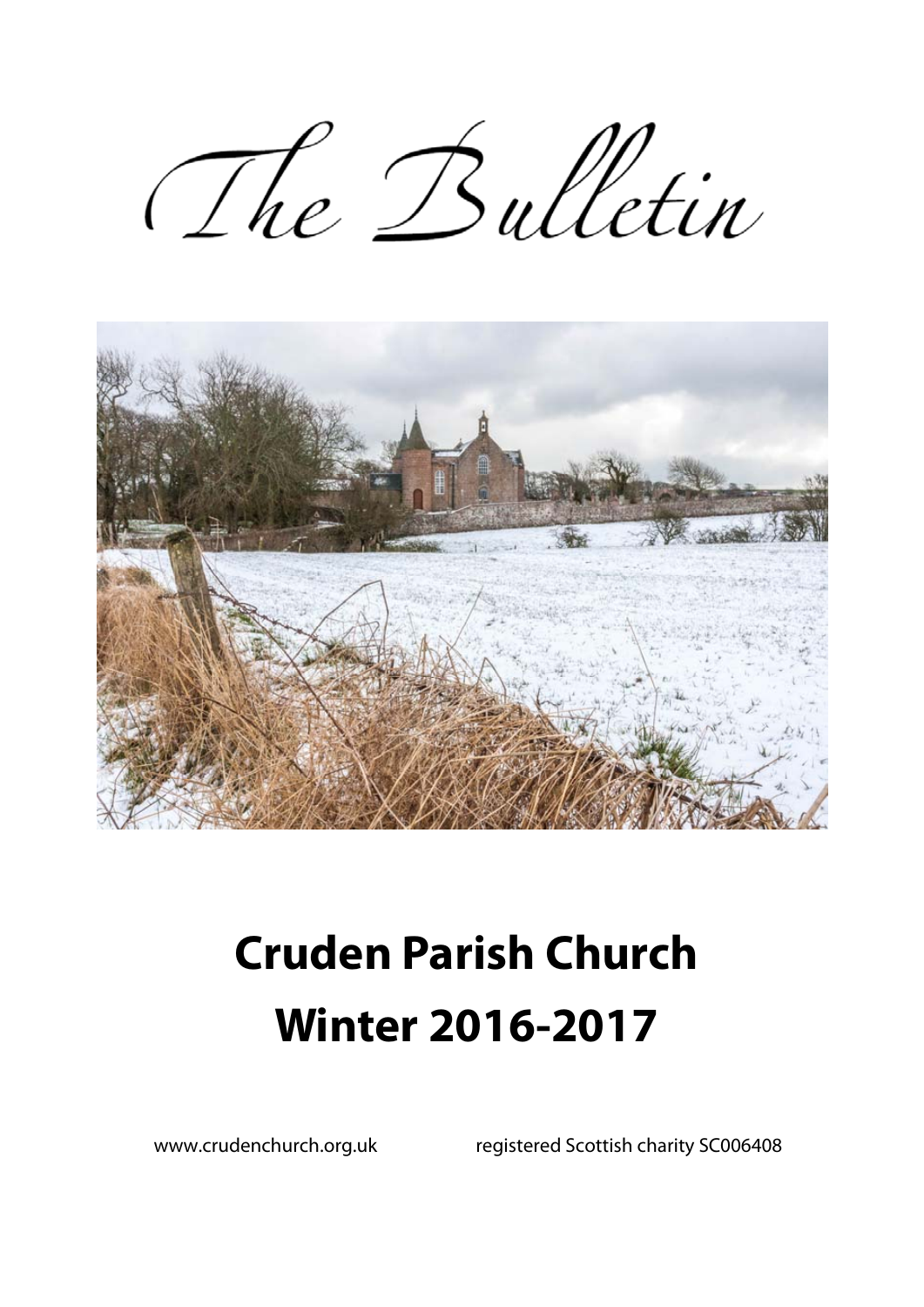# The Bulletin

# Cruden Parish Church

# Winter 2016-2017

www.crudenchurch.org.uk registered Scottish charity SC006408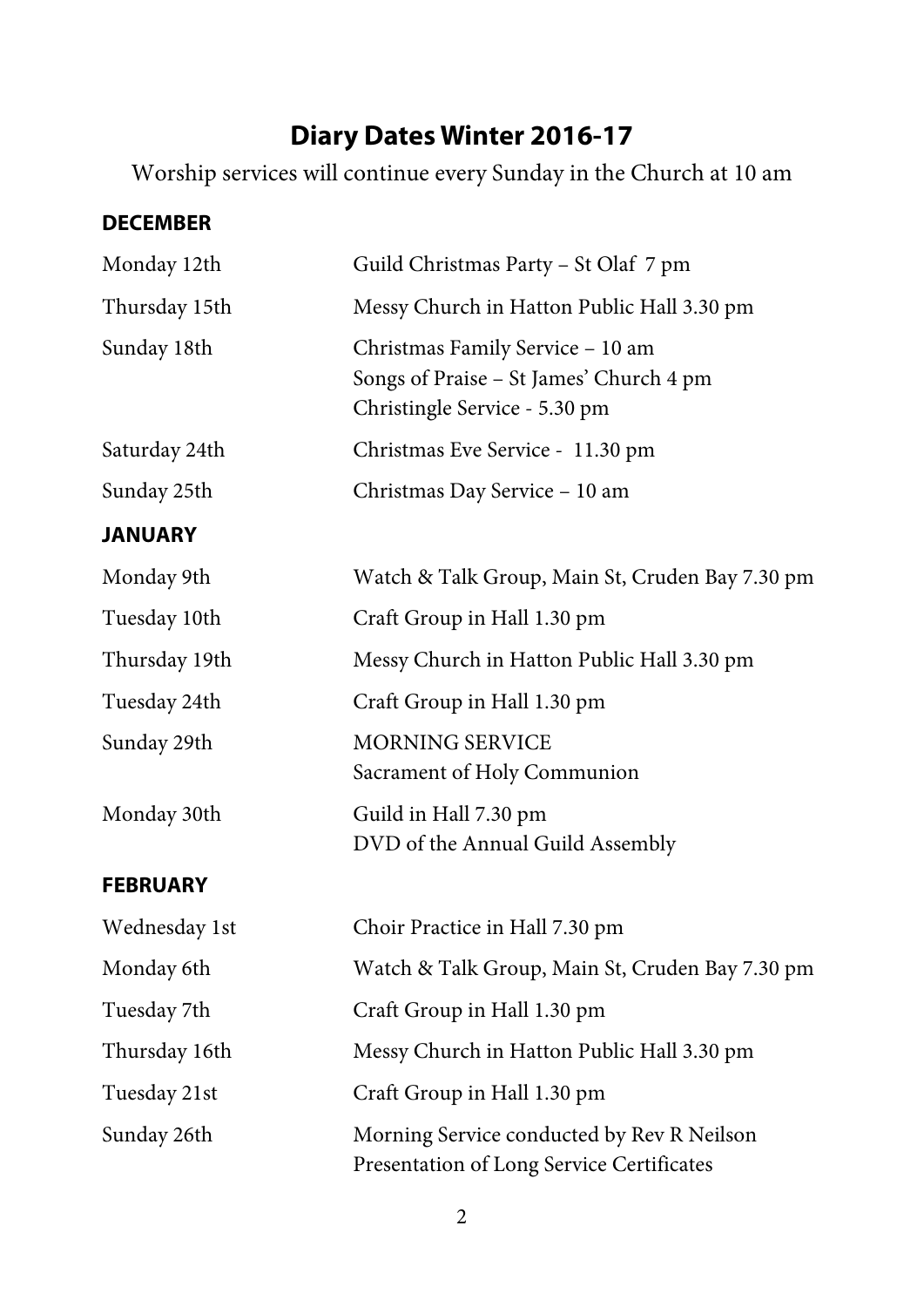# Diary Dates Winter 2016-17

Worship services will continue every Sunday in the Church at 10 am

### DECEMBER

| | |
|---|---|
| Monday 12th | Guild Christmas Party – St Olaf 7 pm |
| Thursday 15th | Messy Church in Hatton Public Hall 3.30 pm |
| Sunday 18th | Christmas Family Service – 10 am<br>Songs of Praise – St James' Church 4 pm<br>Christingle Service - 5.30 pm |
| Saturday 24th | Christmas Eve Service - 11.30 pm |
| Sunday 25th | Christmas Day Service – 10 am |

### JANUARY

| | |
|---|---|
| Monday 9th | Watch & Talk Group, Main St, Cruden Bay 7.30 pm |
| Tuesday 10th | Craft Group in Hall 1.30 pm |
| Thursday 19th | Messy Church in Hatton Public Hall 3.30 pm |
| Tuesday 24th | Craft Group in Hall 1.30 pm |
| Sunday 29th | MORNING SERVICE<br>Sacrament of Holy Communion |
| Monday 30th | Guild in Hall 7.30 pm<br>DVD of the Annual Guild Assembly |

### FEBRUARY

| | |
|---|---|
| Wednesday 1st | Choir Practice in Hall 7.30 pm |
| Monday 6th | Watch & Talk Group, Main St, Cruden Bay 7.30 pm |
| Tuesday 7th | Craft Group in Hall 1.30 pm |
| Thursday 16th | Messy Church in Hatton Public Hall 3.30 pm |
| Tuesday 21st | Craft Group in Hall 1.30 pm |
| Sunday 26th | Morning Service conducted by Rev R Neilson<br>Presentation of Long Service Certificates |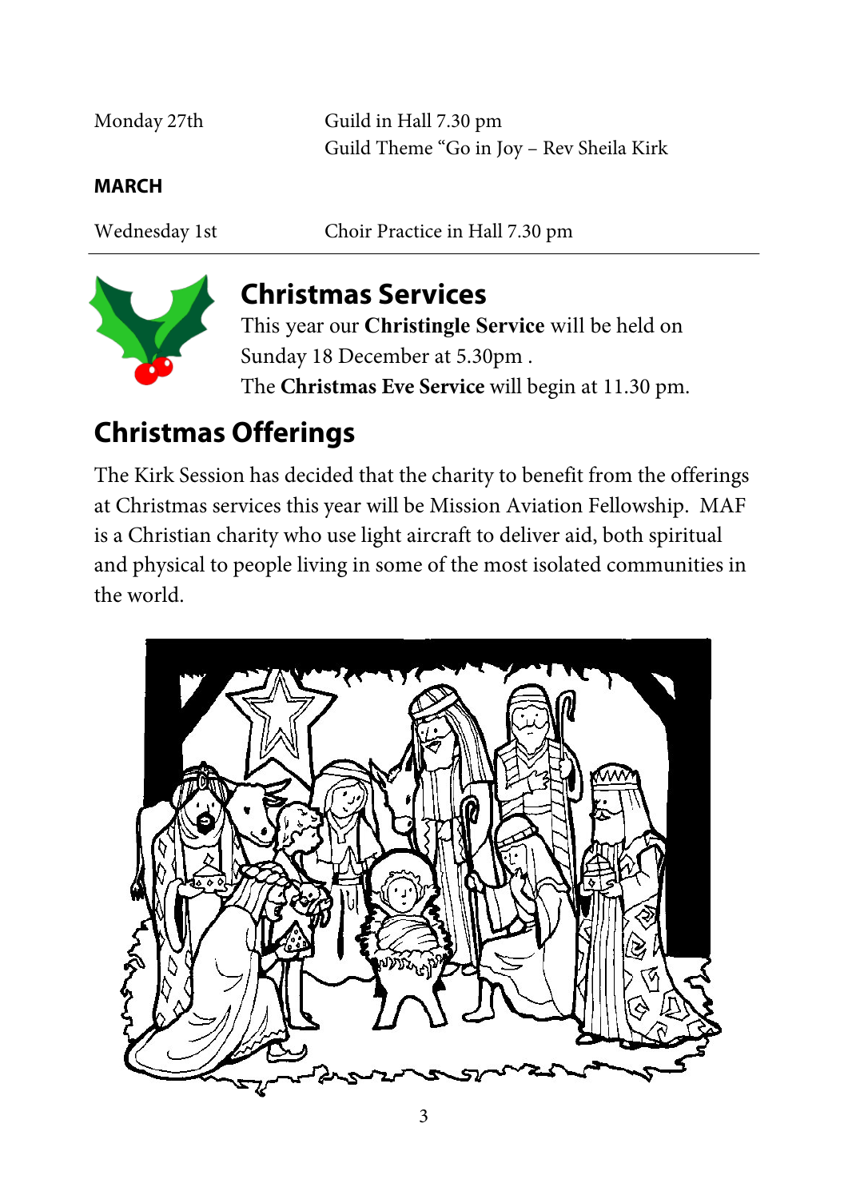| | |
|---|---|
| Monday 27th | Guild in Hall 7.30 pm<br>Guild Theme "Go in Joy – Rev Sheila Kirk |

**MARCH**

| | |
|---|---|
| Wednesday 1st | Choir Practice in Hall 7.30 pm |

## Christmas Services

This year our **Christingle Service** will be held on Sunday 18 December at 5.30pm .
The **Christmas Eve Service** will begin at 11.30 pm.

## Christmas Offerings

The Kirk Session has decided that the charity to benefit from the offerings at Christmas services this year will be Mission Aviation Fellowship. MAF is a Christian charity who use light aircraft to deliver aid, both spiritual and physical to people living in some of the most isolated communities in the world.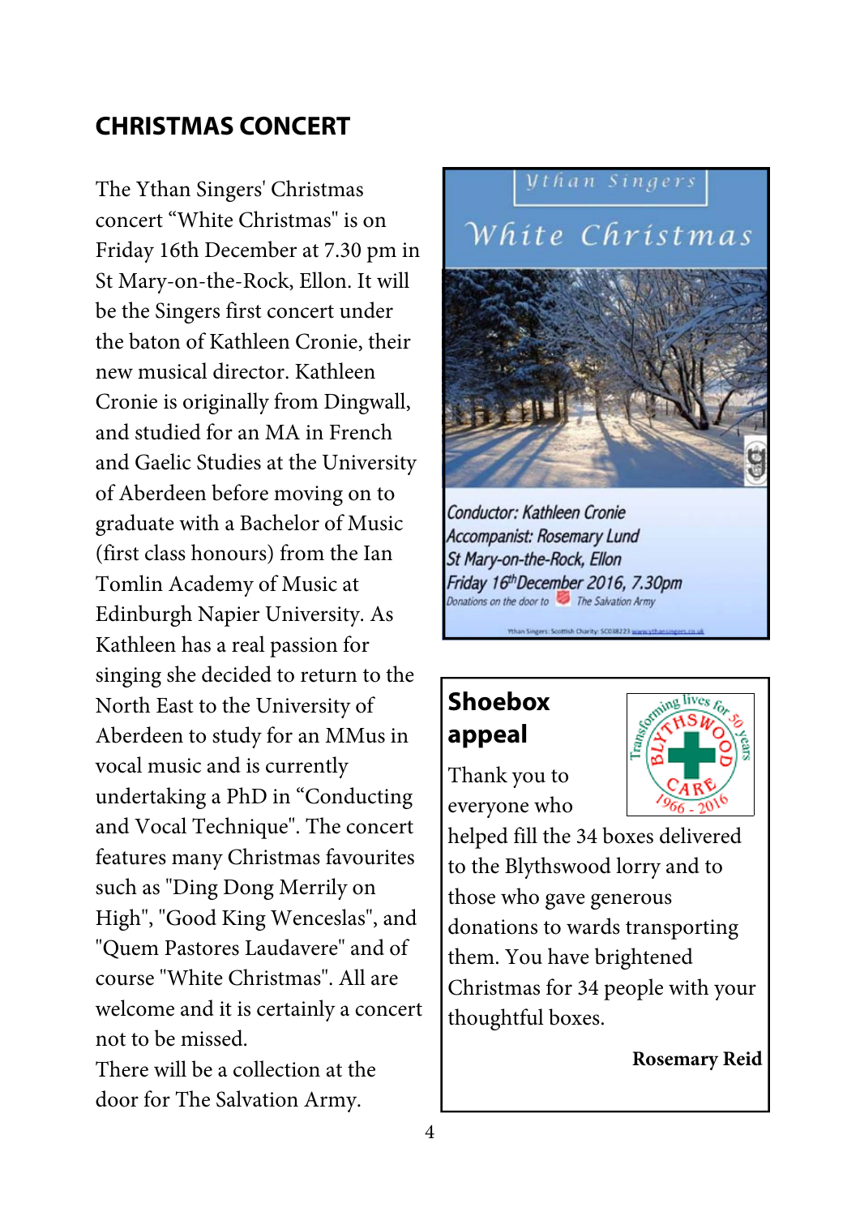## CHRISTMAS CONCERT

The Ythan Singers' Christmas concert “White Christmas" is on Friday 16th December at 7.30 pm in St Mary-on-the-Rock, Ellon. It will be the Singers first concert under the baton of Kathleen Cronie, their new musical director. Kathleen Cronie is originally from Dingwall, and studied for an MA in French and Gaelic Studies at the University of Aberdeen before moving on to graduate with a Bachelor of Music (first class honours) from the Ian Tomlin Academy of Music at Edinburgh Napier University. As Kathleen has a real passion for singing she decided to return to the North East to the University of Aberdeen to study for an MMus in vocal music and is currently undertaking a PhD in “Conducting and Vocal Technique". The concert features many Christmas favourites such as "Ding Dong Merrily on High", "Good King Wenceslas", and "Quem Pastores Laudavere" and of course "White Christmas". All are welcome and it is certainly a concert not to be missed.

There will be a collection at the door for The Salvation Army.

Ythan Singers

White Christmas

*Conductor: Kathleen Cronie*
*Accompanist: Rosemary Lund*
*St Mary-on-the-Rock, Ellon*
*Friday 16th December 2016, 7.30pm*
*Donations on the door to The Salvation Army*

Ythan Singers: Scottish Charity: SC038223 www.ythansingers.co.uk

## Shoebox appeal

Transforming lives for 50 years — BLYTHSWOOD CARE 1966 - 2016

Thank you to everyone who helped fill the 34 boxes delivered to the Blythswood lorry and to those who gave generous donations to wards transporting them. You have brightened Christmas for 34 people with your thoughtful boxes.

**Rosemary Reid**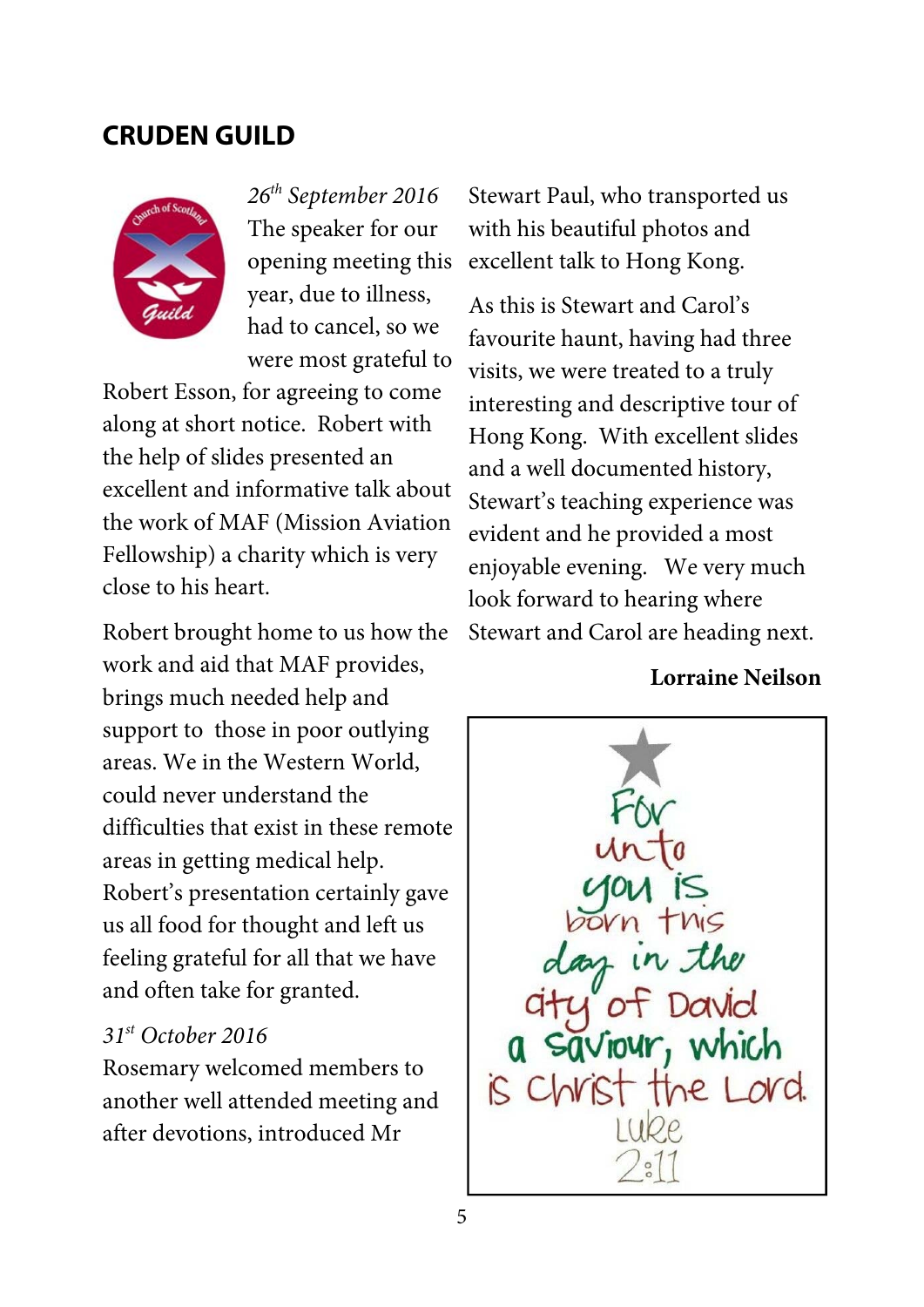## CRUDEN GUILD

*26th September 2016*
The speaker for our opening meeting this year, due to illness, had to cancel, so we were most grateful to Robert Esson, for agreeing to come along at short notice. Robert with the help of slides presented an excellent and informative talk about the work of MAF (Mission Aviation Fellowship) a charity which is very close to his heart.

Robert brought home to us how the work and aid that MAF provides, brings much needed help and support to those in poor outlying areas. We in the Western World, could never understand the difficulties that exist in these remote areas in getting medical help. Robert's presentation certainly gave us all food for thought and left us feeling grateful for all that we have and often take for granted.

*31st October 2016*
Rosemary welcomed members to another well attended meeting and after devotions, introduced Mr Stewart Paul, who transported us with his beautiful photos and excellent talk to Hong Kong.

As this is Stewart and Carol's favourite haunt, having had three visits, we were treated to a truly interesting and descriptive tour of Hong Kong. With excellent slides and a well documented history, Stewart's teaching experience was evident and he provided a most enjoyable evening. We very much look forward to hearing where Stewart and Carol are heading next.

**Lorraine Neilson**

For unto you is born this day in the city of David a saviour, which is Christ the Lord.
Luke 2:11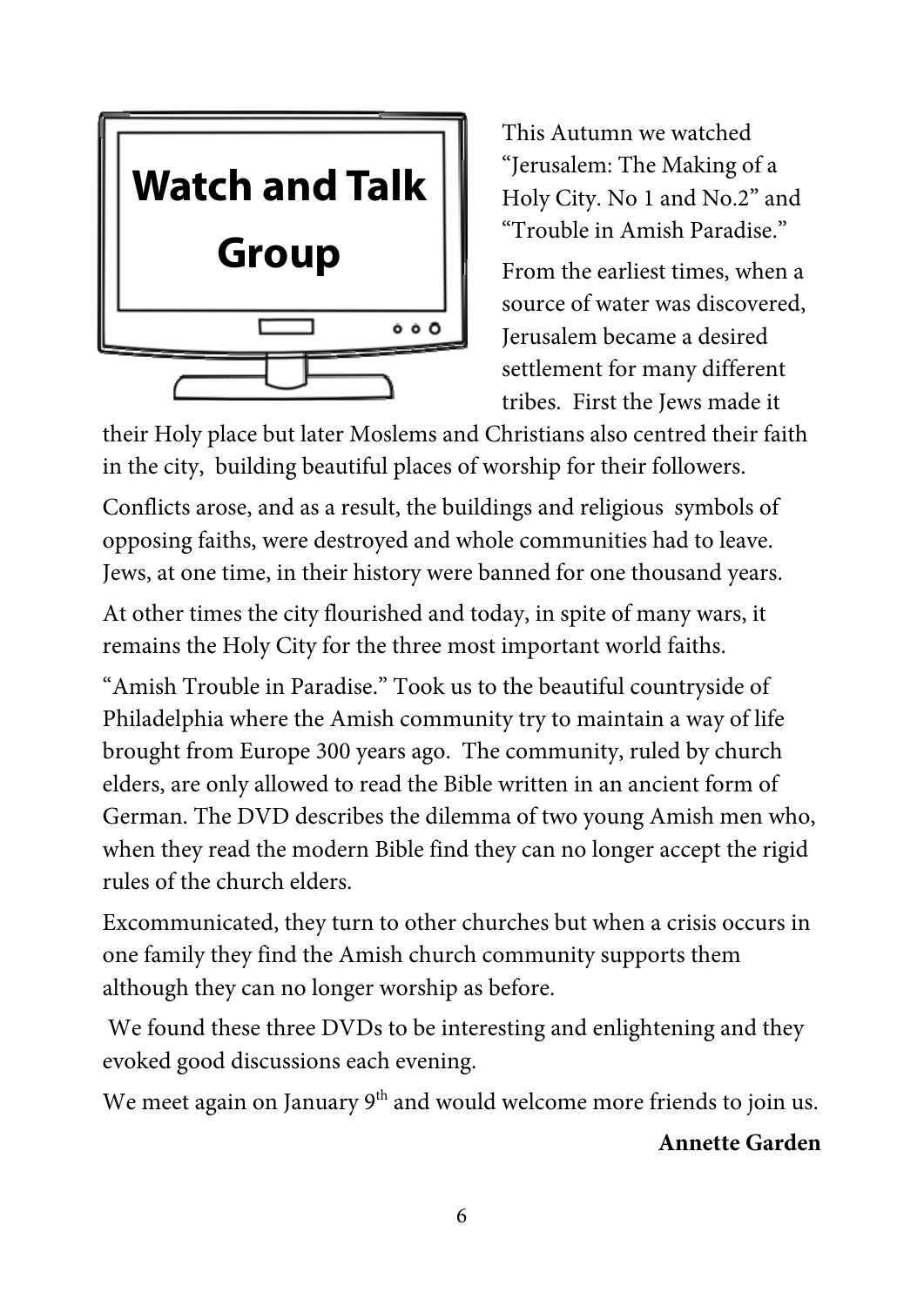# Watch and Talk Group

This Autumn we watched "Jerusalem: The Making of a Holy City. No 1 and No.2" and "Trouble in Amish Paradise."

From the earliest times, when a source of water was discovered, Jerusalem became a desired settlement for many different tribes. First the Jews made it their Holy place but later Moslems and Christians also centred their faith in the city, building beautiful places of worship for their followers.

Conflicts arose, and as a result, the buildings and religious symbols of opposing faiths, were destroyed and whole communities had to leave. Jews, at one time, in their history were banned for one thousand years.

At other times the city flourished and today, in spite of many wars, it remains the Holy City for the three most important world faiths.

"Amish Trouble in Paradise." Took us to the beautiful countryside of Philadelphia where the Amish community try to maintain a way of life brought from Europe 300 years ago. The community, ruled by church elders, are only allowed to read the Bible written in an ancient form of German. The DVD describes the dilemma of two young Amish men who, when they read the modern Bible find they can no longer accept the rigid rules of the church elders.

Excommunicated, they turn to other churches but when a crisis occurs in one family they find the Amish church community supports them although they can no longer worship as before.

We found these three DVDs to be interesting and enlightening and they evoked good discussions each evening.

We meet again on January 9th and would welcome more friends to join us.

**Annette Garden**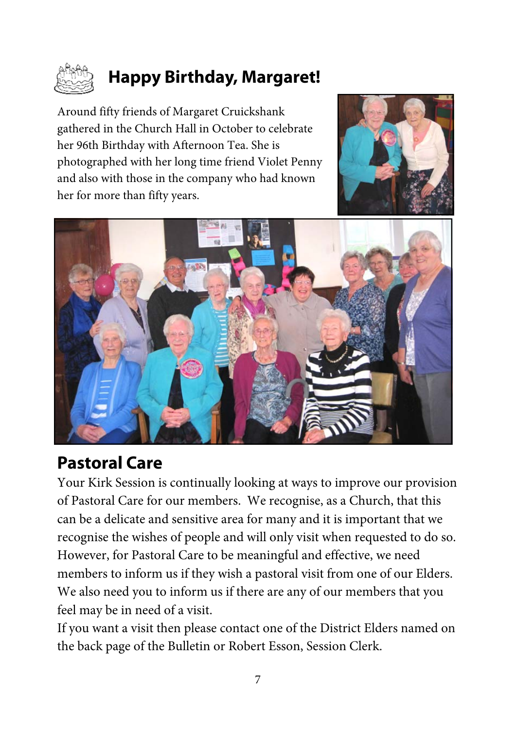## Happy Birthday, Margaret!

Around fifty friends of Margaret Cruickshank gathered in the Church Hall in October to celebrate her 96th Birthday with Afternoon Tea. She is photographed with her long time friend Violet Penny and also with those in the company who had known her for more than fifty years.

## Pastoral Care

Your Kirk Session is continually looking at ways to improve our provision of Pastoral Care for our members. We recognise, as a Church, that this can be a delicate and sensitive area for many and it is important that we recognise the wishes of people and will only visit when requested to do so. However, for Pastoral Care to be meaningful and effective, we need members to inform us if they wish a pastoral visit from one of our Elders. We also need you to inform us if there are any of our members that you feel may be in need of a visit.

If you want a visit then please contact one of the District Elders named on the back page of the Bulletin or Robert Esson, Session Clerk.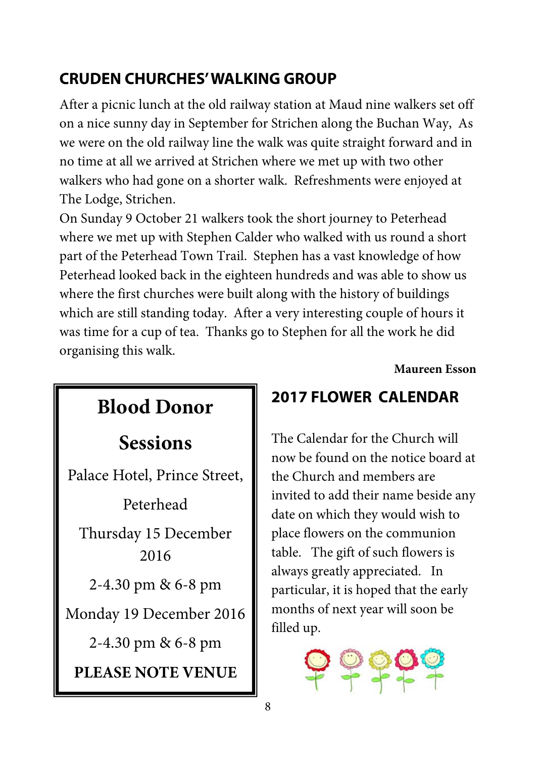## CRUDEN CHURCHES' WALKING GROUP

After a picnic lunch at the old railway station at Maud nine walkers set off on a nice sunny day in September for Strichen along the Buchan Way, As we were on the old railway line the walk was quite straight forward and in no time at all we arrived at Strichen where we met up with two other walkers who had gone on a shorter walk. Refreshments were enjoyed at The Lodge, Strichen.

On Sunday 9 October 21 walkers took the short journey to Peterhead where we met up with Stephen Calder who walked with us round a short part of the Peterhead Town Trail. Stephen has a vast knowledge of how Peterhead looked back in the eighteen hundreds and was able to show us where the first churches were built along with the history of buildings which are still standing today. After a very interesting couple of hours it was time for a cup of tea. Thanks go to Stephen for all the work he did organising this walk.

**Maureen Esson**

## Blood Donor Sessions

Palace Hotel, Prince Street, Peterhead

Thursday 15 December 2016

2-4.30 pm & 6-8 pm

Monday 19 December 2016

2-4.30 pm & 6-8 pm

**PLEASE NOTE VENUE**

## 2017 FLOWER CALENDAR

The Calendar for the Church will now be found on the notice board at the Church and members are invited to add their name beside any date on which they would wish to place flowers on the communion table. The gift of such flowers is always greatly appreciated. In particular, it is hoped that the early months of next year will soon be filled up.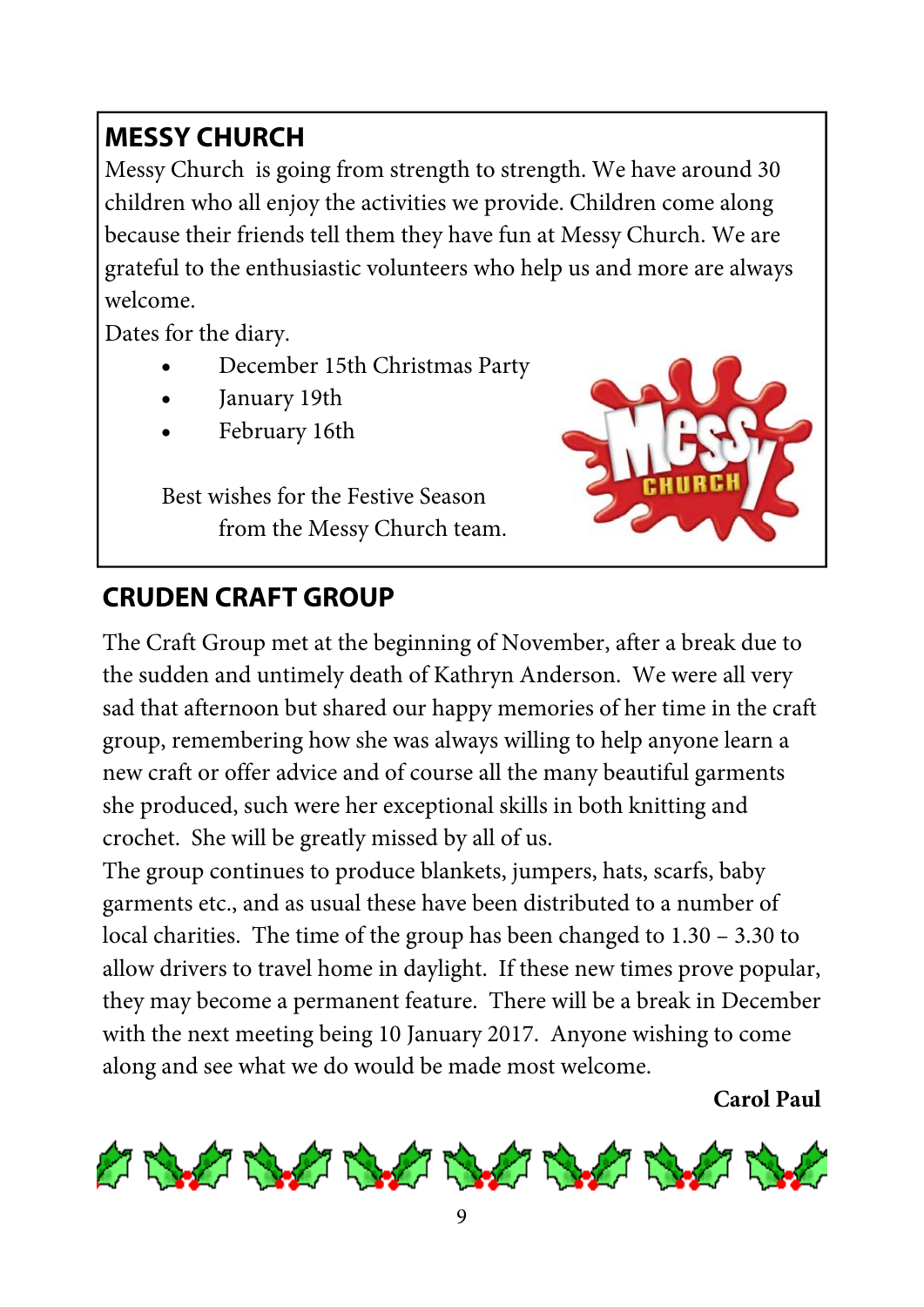## MESSY CHURCH

Messy Church is going from strength to strength. We have around 30 children who all enjoy the activities we provide. Children come along because their friends tell them they have fun at Messy Church. We are grateful to the enthusiastic volunteers who help us and more are always welcome.

Dates for the diary.

- December 15th Christmas Party
- January 19th
- February 16th

Best wishes for the Festive Season
from the Messy Church team.

## CRUDEN CRAFT GROUP

The Craft Group met at the beginning of November, after a break due to the sudden and untimely death of Kathryn Anderson. We were all very sad that afternoon but shared our happy memories of her time in the craft group, remembering how she was always willing to help anyone learn a new craft or offer advice and of course all the many beautiful garments she produced, such were her exceptional skills in both knitting and crochet. She will be greatly missed by all of us.

The group continues to produce blankets, jumpers, hats, scarfs, baby garments etc., and as usual these have been distributed to a number of local charities. The time of the group has been changed to 1.30 – 3.30 to allow drivers to travel home in daylight. If these new times prove popular, they may become a permanent feature. There will be a break in December with the next meeting being 10 January 2017. Anyone wishing to come along and see what we do would be made most welcome.

**Carol Paul**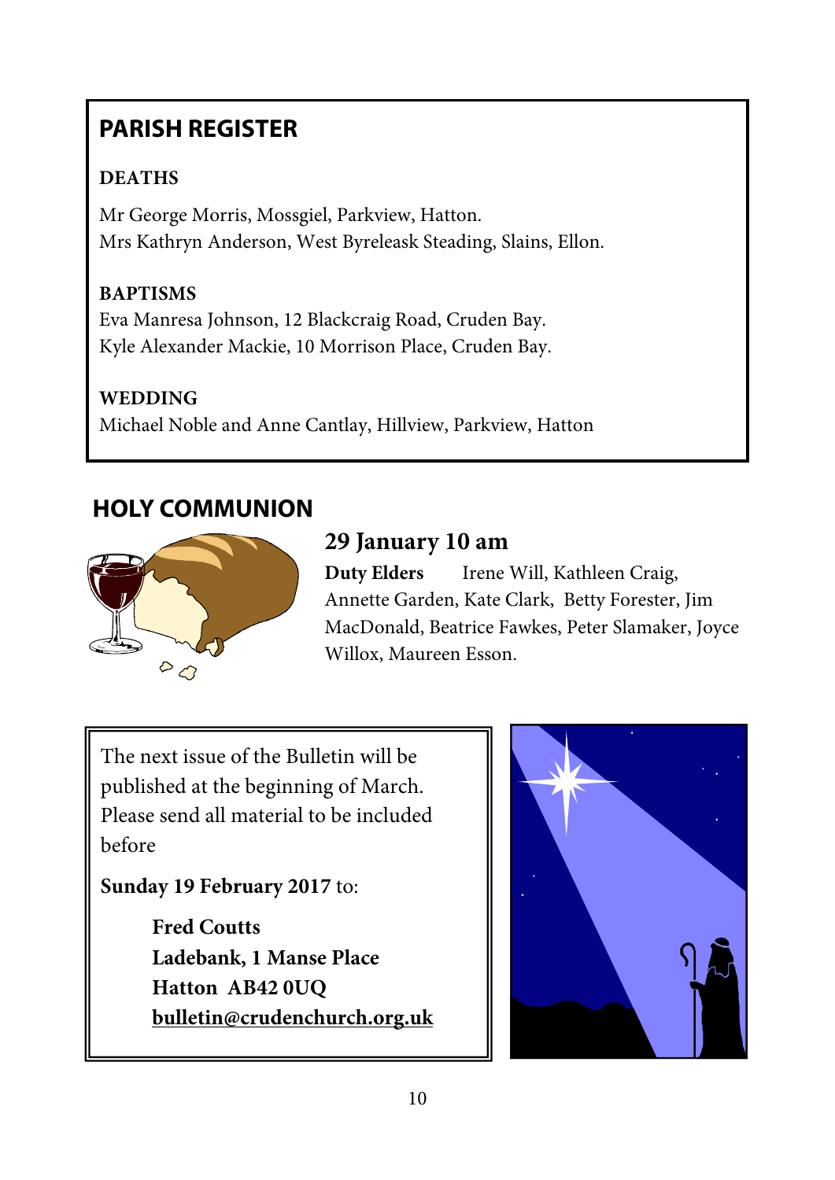## PARISH REGISTER

**DEATHS**

Mr George Morris, Mossgiel, Parkview, Hatton.
Mrs Kathryn Anderson, West Byreleask Steading, Slains, Ellon.

**BAPTISMS**

Eva Manresa Johnson, 12 Blackcraig Road, Cruden Bay.
Kyle Alexander Mackie, 10 Morrison Place, Cruden Bay.

**WEDDING**

Michael Noble and Anne Cantlay, Hillview, Parkview, Hatton

## HOLY COMMUNION

### 29 January 10 am

**Duty Elders** Irene Will, Kathleen Craig, Annette Garden, Kate Clark, Betty Forester, Jim MacDonald, Beatrice Fawkes, Peter Slamaker, Joyce Willox, Maureen Esson.

The next issue of the Bulletin will be published at the beginning of March. Please send all material to be included before

**Sunday 19 February 2017** to:

**Fred Coutts**
**Ladebank, 1 Manse Place**
**Hatton AB42 0UQ**
**bulletin@crudenchurch.org.uk**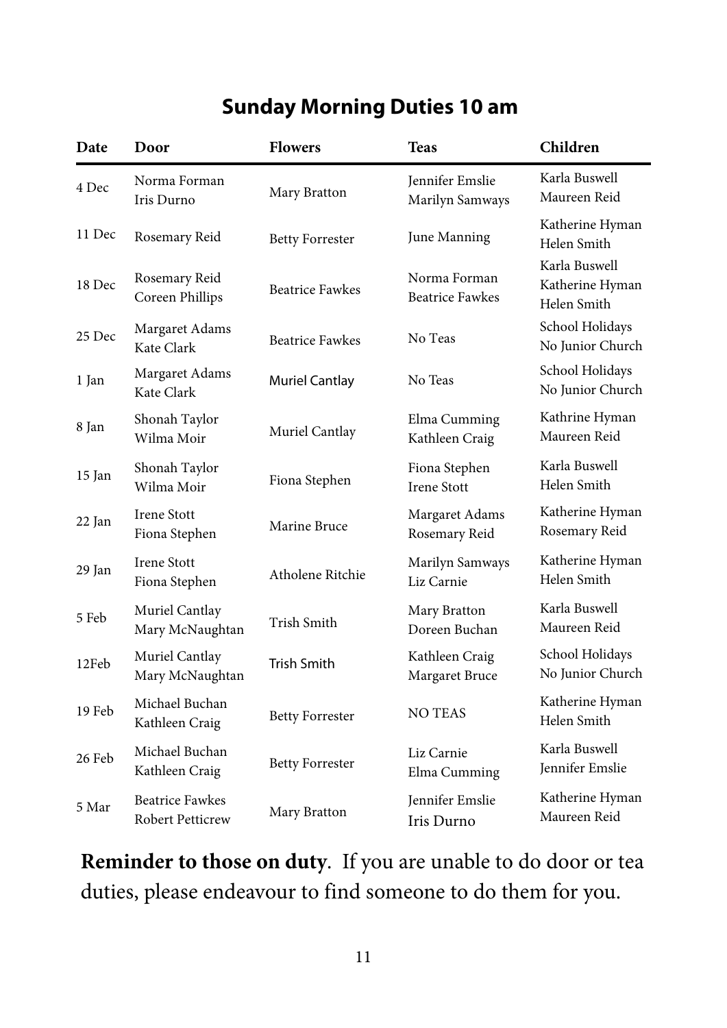## Sunday Morning Duties 10 am

| Date | Door | Flowers | Teas | Children |
|---|---|---|---|---|
| 4 Dec | Norma Forman<br>Iris Durno | Mary Bratton | Jennifer Emslie<br>Marilyn Samways | Karla Buswell<br>Maureen Reid |
| 11 Dec | Rosemary Reid | Betty Forrester | June Manning | Katherine Hyman<br>Helen Smith |
| 18 Dec | Rosemary Reid<br>Coreen Phillips | Beatrice Fawkes | Norma Forman<br>Beatrice Fawkes | Karla Buswell<br>Katherine Hyman<br>Helen Smith |
| 25 Dec | Margaret Adams<br>Kate Clark | Beatrice Fawkes | No Teas | School Holidays<br>No Junior Church |
| 1 Jan | Margaret Adams<br>Kate Clark | Muriel Cantlay | No Teas | School Holidays<br>No Junior Church |
| 8 Jan | Shonah Taylor<br>Wilma Moir | Muriel Cantlay | Elma Cumming<br>Kathleen Craig | Kathrine Hyman<br>Maureen Reid |
| 15 Jan | Shonah Taylor<br>Wilma Moir | Fiona Stephen | Fiona Stephen<br>Irene Stott | Karla Buswell<br>Helen Smith |
| 22 Jan | Irene Stott<br>Fiona Stephen | Marine Bruce | Margaret Adams<br>Rosemary Reid | Katherine Hyman<br>Rosemary Reid |
| 29 Jan | Irene Stott<br>Fiona Stephen | Atholene Ritchie | Marilyn Samways<br>Liz Carnie | Katherine Hyman<br>Helen Smith |
| 5 Feb | Muriel Cantlay<br>Mary McNaughtan | Trish Smith | Mary Bratton<br>Doreen Buchan | Karla Buswell<br>Maureen Reid |
| 12Feb | Muriel Cantlay<br>Mary McNaughtan | Trish Smith | Kathleen Craig<br>Margaret Bruce | School Holidays<br>No Junior Church |
| 19 Feb | Michael Buchan<br>Kathleen Craig | Betty Forrester | NO TEAS | Katherine Hyman<br>Helen Smith |
| 26 Feb | Michael Buchan<br>Kathleen Craig | Betty Forrester | Liz Carnie<br>Elma Cumming | Karla Buswell<br>Jennifer Emslie |
| 5 Mar | Beatrice Fawkes<br>Robert Petticrew | Mary Bratton | Jennifer Emslie<br>Iris Durno | Katherine Hyman<br>Maureen Reid |

**Reminder to those on duty**. If you are unable to do door or tea duties, please endeavour to find someone to do them for you.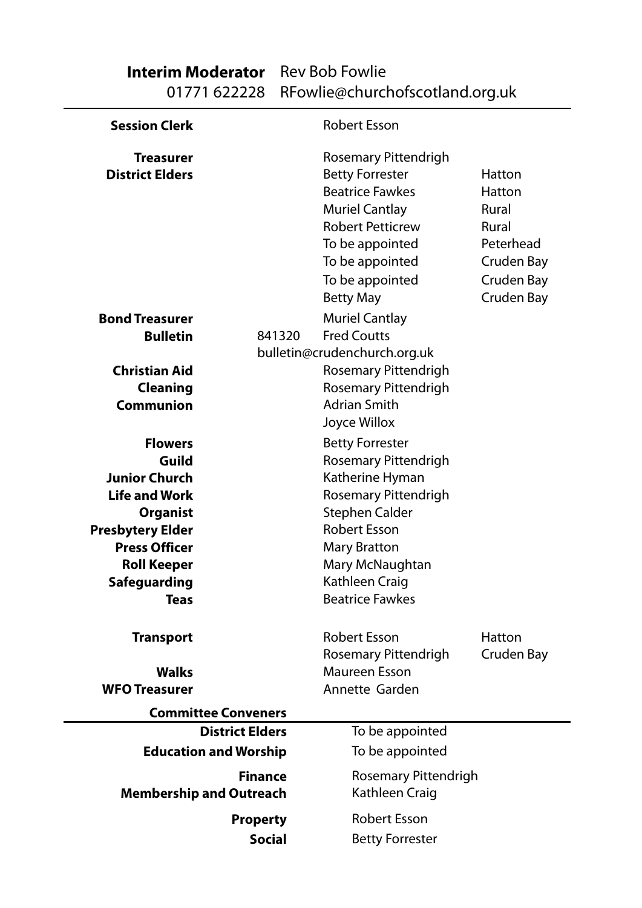**Interim Moderator** Rev Bob Fowlie
01771 622228 RFowlie@churchofscotland.org.uk

| | | | |
|---|---|---|---|
| **Session Clerk** | | Robert Esson | |
| **Treasurer** | | Rosemary Pittendrigh | |
| **District Elders** | | Betty Forrester | Hatton |
| | | Beatrice Fawkes | Hatton |
| | | Muriel Cantlay | Rural |
| | | Robert Petticrew | Rural |
| | | To be appointed | Peterhead |
| | | To be appointed | Cruden Bay |
| | | To be appointed | Cruden Bay |
| | | Betty May | Cruden Bay |
| **Bond Treasurer** | | Muriel Cantlay | |
| **Bulletin** | 841320 | Fred Coutts | |
| | bulletin@crudenchurch.org.uk | | |
| **Christian Aid** | | Rosemary Pittendrigh | |
| **Cleaning** | | Rosemary Pittendrigh | |
| **Communion** | | Adrian Smith | |
| | | Joyce Willox | |
| **Flowers** | | Betty Forrester | |
| **Guild** | | Rosemary Pittendrigh | |
| **Junior Church** | | Katherine Hyman | |
| **Life and Work** | | Rosemary Pittendrigh | |
| **Organist** | | Stephen Calder | |
| **Presbytery Elder** | | Robert Esson | |
| **Press Officer** | | Mary Bratton | |
| **Roll Keeper** | | Mary McNaughtan | |
| **Safeguarding** | | Kathleen Craig | |
| **Teas** | | Beatrice Fawkes | |
| **Transport** | | Robert Esson | Hatton |
| | | Rosemary Pittendrigh | Cruden Bay |
| **Walks** | | Maureen Esson | |
| **WFO Treasurer** | | Annette Garden | |

**Committee Conveners**

| | |
|---|---|
| **District Elders** | To be appointed |
| **Education and Worship** | To be appointed |
| **Finance** | Rosemary Pittendrigh |
| **Membership and Outreach** | Kathleen Craig |
| **Property** | Robert Esson |
| **Social** | Betty Forrester |